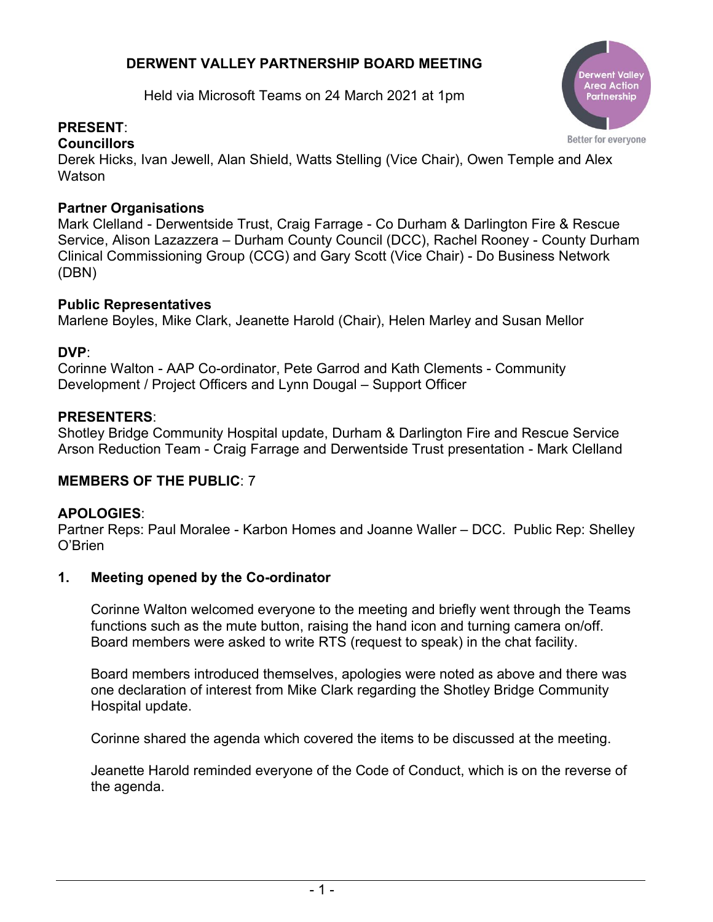# DERWENT VALLEY PARTNERSHIP BOARD MEETING

Held via Microsoft Teams on 24 March 2021 at 1pm

Derwent Valley Area Action Partnership

Better for everyone

**PRESENT**:

**Councillors**

Derek Hicks, Ivan Jewell, Alan Shield, Watts Stelling (Vice Chair), Owen Temple and Alex Watson

**Partner Organisations**

Mark Clelland - Derwentside Trust, Craig Farrage - Co Durham & Darlington Fire & Rescue Service, Alison Lazazzera – Durham County Council (DCC), Rachel Rooney - County Durham Clinical Commissioning Group (CCG) and Gary Scott (Vice Chair) - Do Business Network (DBN)

**Public Representatives**

Marlene Boyles, Mike Clark, Jeanette Harold (Chair), Helen Marley and Susan Mellor

**DVP**:

Corinne Walton - AAP Co-ordinator, Pete Garrod and Kath Clements - Community Development / Project Officers and Lynn Dougal – Support Officer

**PRESENTERS**:

Shotley Bridge Community Hospital update, Durham & Darlington Fire and Rescue Service Arson Reduction Team - Craig Farrage and Derwentside Trust presentation - Mark Clelland

**MEMBERS OF THE PUBLIC**: 7

**APOLOGIES**:

Partner Reps: Paul Moralee - Karbon Homes and Joanne Waller – DCC. Public Rep: Shelley O'Brien

## 1. Meeting opened by the Co-ordinator

Corinne Walton welcomed everyone to the meeting and briefly went through the Teams functions such as the mute button, raising the hand icon and turning camera on/off. Board members were asked to write RTS (request to speak) in the chat facility.

Board members introduced themselves, apologies were noted as above and there was one declaration of interest from Mike Clark regarding the Shotley Bridge Community Hospital update.

Corinne shared the agenda which covered the items to be discussed at the meeting.

Jeanette Harold reminded everyone of the Code of Conduct, which is on the reverse of the agenda.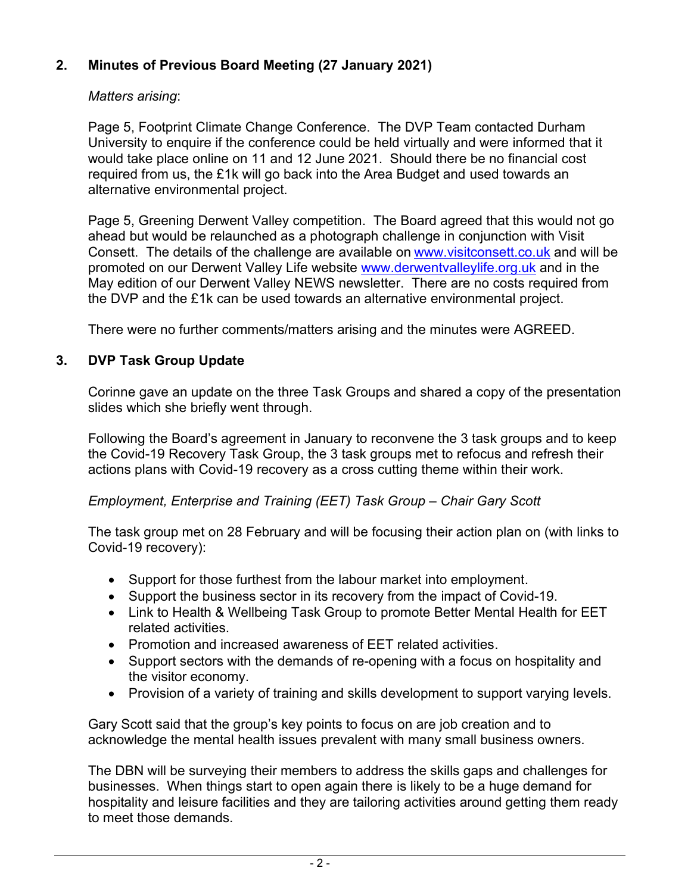## 2. Minutes of Previous Board Meeting (27 January 2021)

*Matters arising*:

Page 5, Footprint Climate Change Conference. The DVP Team contacted Durham University to enquire if the conference could be held virtually and were informed that it would take place online on 11 and 12 June 2021. Should there be no financial cost required from us, the £1k will go back into the Area Budget and used towards an alternative environmental project.

Page 5, Greening Derwent Valley competition. The Board agreed that this would not go ahead but would be relaunched as a photograph challenge in conjunction with Visit Consett. The details of the challenge are available on [www.visitconsett.co.uk](http://www.visitconsett.co.uk) and will be promoted on our Derwent Valley Life website [www.derwentvalleylife.org.uk](http://www.derwentvalleylife.org.uk) and in the May edition of our Derwent Valley NEWS newsletter. There are no costs required from the DVP and the £1k can be used towards an alternative environmental project.

There were no further comments/matters arising and the minutes were AGREED.

## 3. DVP Task Group Update

Corinne gave an update on the three Task Groups and shared a copy of the presentation slides which she briefly went through.

Following the Board's agreement in January to reconvene the 3 task groups and to keep the Covid-19 Recovery Task Group, the 3 task groups met to refocus and refresh their actions plans with Covid-19 recovery as a cross cutting theme within their work.

*Employment, Enterprise and Training (EET) Task Group – Chair Gary Scott*

The task group met on 28 February and will be focusing their action plan on (with links to Covid-19 recovery):

- Support for those furthest from the labour market into employment.
- Support the business sector in its recovery from the impact of Covid-19.
- Link to Health & Wellbeing Task Group to promote Better Mental Health for EET related activities.
- Promotion and increased awareness of EET related activities.
- Support sectors with the demands of re-opening with a focus on hospitality and the visitor economy.
- Provision of a variety of training and skills development to support varying levels.

Gary Scott said that the group's key points to focus on are job creation and to acknowledge the mental health issues prevalent with many small business owners.

The DBN will be surveying their members to address the skills gaps and challenges for businesses. When things start to open again there is likely to be a huge demand for hospitality and leisure facilities and they are tailoring activities around getting them ready to meet those demands.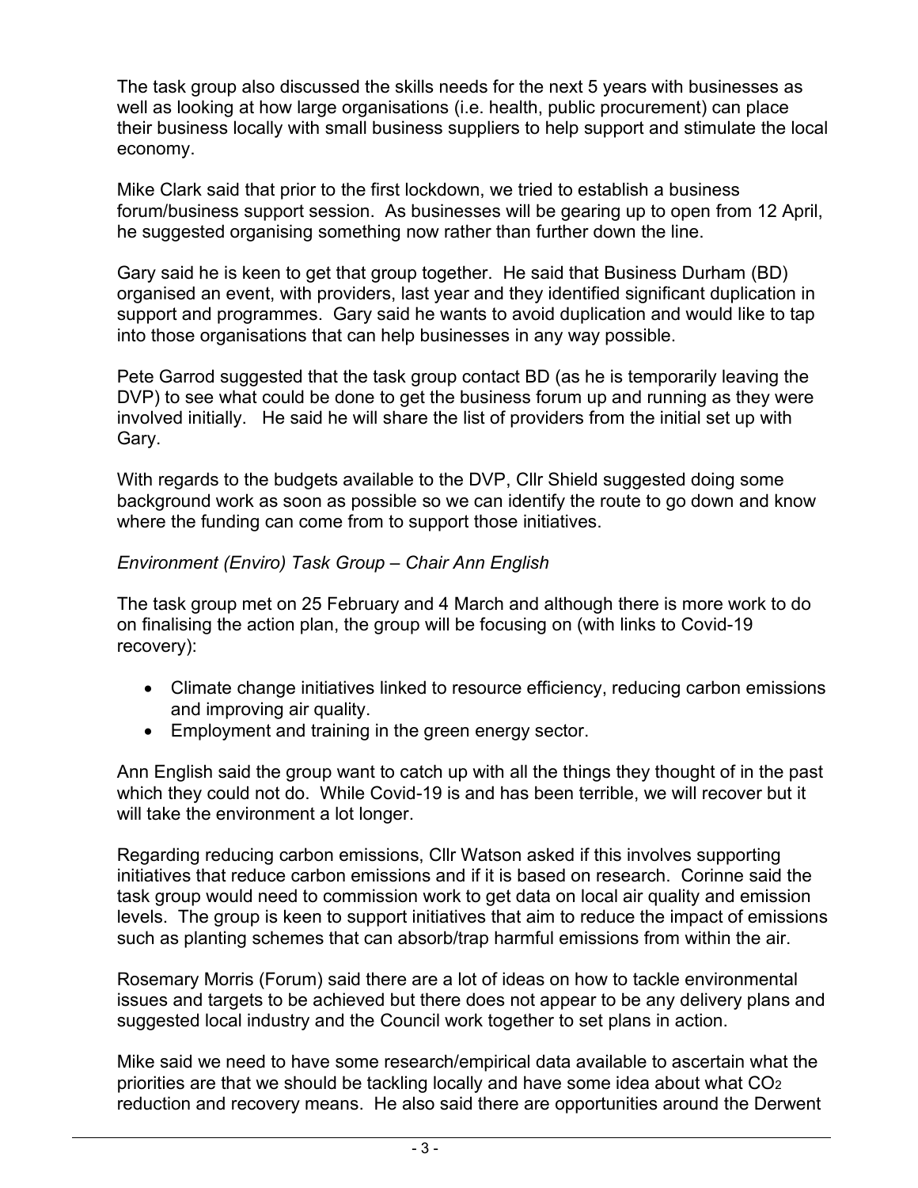The task group also discussed the skills needs for the next 5 years with businesses as well as looking at how large organisations (i.e. health, public procurement) can place their business locally with small business suppliers to help support and stimulate the local economy.

Mike Clark said that prior to the first lockdown, we tried to establish a business forum/business support session. As businesses will be gearing up to open from 12 April, he suggested organising something now rather than further down the line.

Gary said he is keen to get that group together. He said that Business Durham (BD) organised an event, with providers, last year and they identified significant duplication in support and programmes. Gary said he wants to avoid duplication and would like to tap into those organisations that can help businesses in any way possible.

Pete Garrod suggested that the task group contact BD (as he is temporarily leaving the DVP) to see what could be done to get the business forum up and running as they were involved initially. He said he will share the list of providers from the initial set up with Gary.

With regards to the budgets available to the DVP, Cllr Shield suggested doing some background work as soon as possible so we can identify the route to go down and know where the funding can come from to support those initiatives.

*Environment (Enviro) Task Group – Chair Ann English*

The task group met on 25 February and 4 March and although there is more work to do on finalising the action plan, the group will be focusing on (with links to Covid-19 recovery):

- Climate change initiatives linked to resource efficiency, reducing carbon emissions and improving air quality.
- Employment and training in the green energy sector.

Ann English said the group want to catch up with all the things they thought of in the past which they could not do. While Covid-19 is and has been terrible, we will recover but it will take the environment a lot longer.

Regarding reducing carbon emissions, Cllr Watson asked if this involves supporting initiatives that reduce carbon emissions and if it is based on research. Corinne said the task group would need to commission work to get data on local air quality and emission levels. The group is keen to support initiatives that aim to reduce the impact of emissions such as planting schemes that can absorb/trap harmful emissions from within the air.

Rosemary Morris (Forum) said there are a lot of ideas on how to tackle environmental issues and targets to be achieved but there does not appear to be any delivery plans and suggested local industry and the Council work together to set plans in action.

Mike said we need to have some research/empirical data available to ascertain what the priorities are that we should be tackling locally and have some idea about what $CO_2$ reduction and recovery means. He also said there are opportunities around the Derwent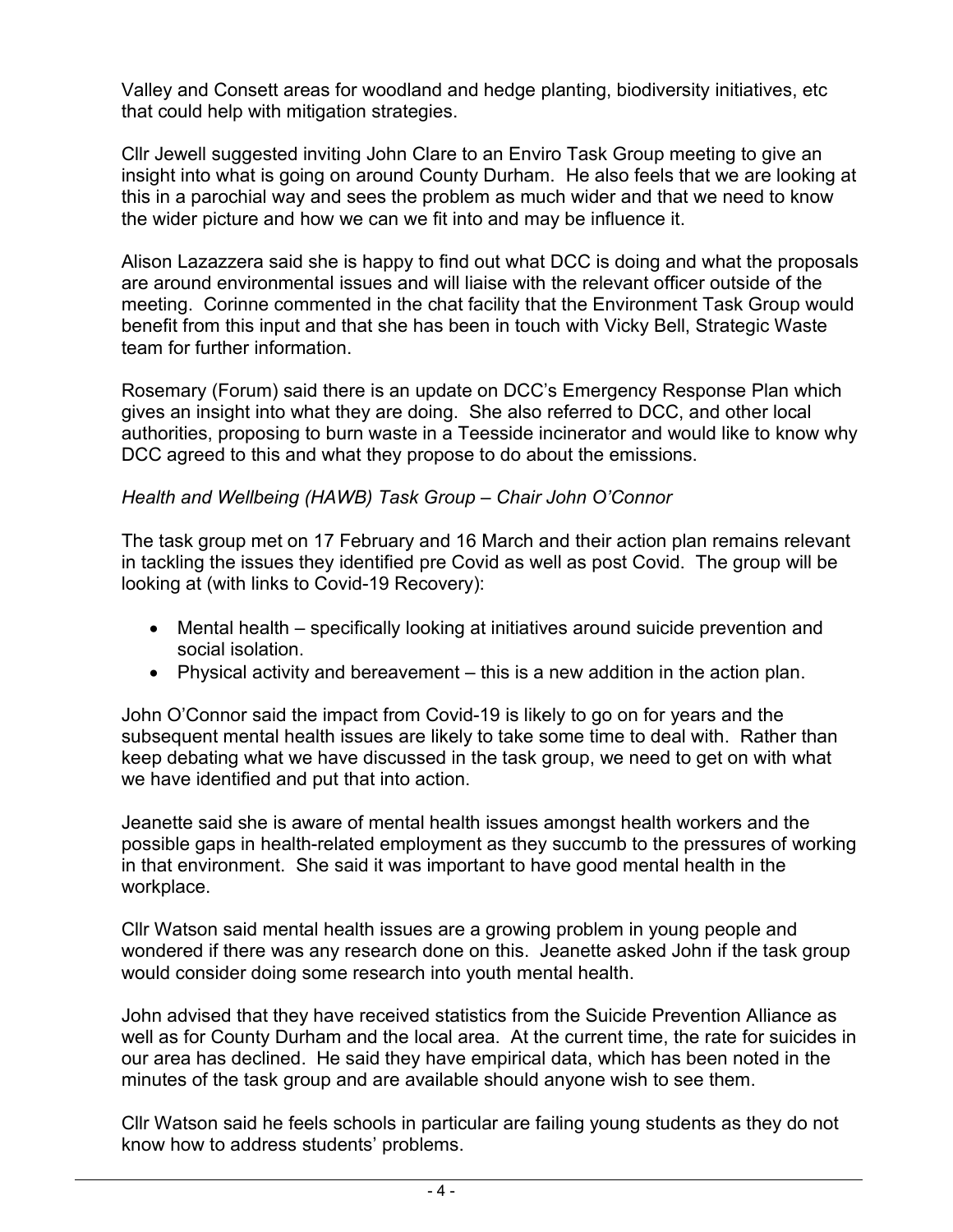Valley and Consett areas for woodland and hedge planting, biodiversity initiatives, etc that could help with mitigation strategies.

Cllr Jewell suggested inviting John Clare to an Enviro Task Group meeting to give an insight into what is going on around County Durham. He also feels that we are looking at this in a parochial way and sees the problem as much wider and that we need to know the wider picture and how we can we fit into and may be influence it.

Alison Lazazzera said she is happy to find out what DCC is doing and what the proposals are around environmental issues and will liaise with the relevant officer outside of the meeting. Corinne commented in the chat facility that the Environment Task Group would benefit from this input and that she has been in touch with Vicky Bell, Strategic Waste team for further information.

Rosemary (Forum) said there is an update on DCC's Emergency Response Plan which gives an insight into what they are doing. She also referred to DCC, and other local authorities, proposing to burn waste in a Teesside incinerator and would like to know why DCC agreed to this and what they propose to do about the emissions.

*Health and Wellbeing (HAWB) Task Group – Chair John O'Connor*

The task group met on 17 February and 16 March and their action plan remains relevant in tackling the issues they identified pre Covid as well as post Covid. The group will be looking at (with links to Covid-19 Recovery):

- Mental health – specifically looking at initiatives around suicide prevention and social isolation.
- Physical activity and bereavement – this is a new addition in the action plan.

John O'Connor said the impact from Covid-19 is likely to go on for years and the subsequent mental health issues are likely to take some time to deal with. Rather than keep debating what we have discussed in the task group, we need to get on with what we have identified and put that into action.

Jeanette said she is aware of mental health issues amongst health workers and the possible gaps in health-related employment as they succumb to the pressures of working in that environment. She said it was important to have good mental health in the workplace.

Cllr Watson said mental health issues are a growing problem in young people and wondered if there was any research done on this. Jeanette asked John if the task group would consider doing some research into youth mental health.

John advised that they have received statistics from the Suicide Prevention Alliance as well as for County Durham and the local area. At the current time, the rate for suicides in our area has declined. He said they have empirical data, which has been noted in the minutes of the task group and are available should anyone wish to see them.

Cllr Watson said he feels schools in particular are failing young students as they do not know how to address students' problems.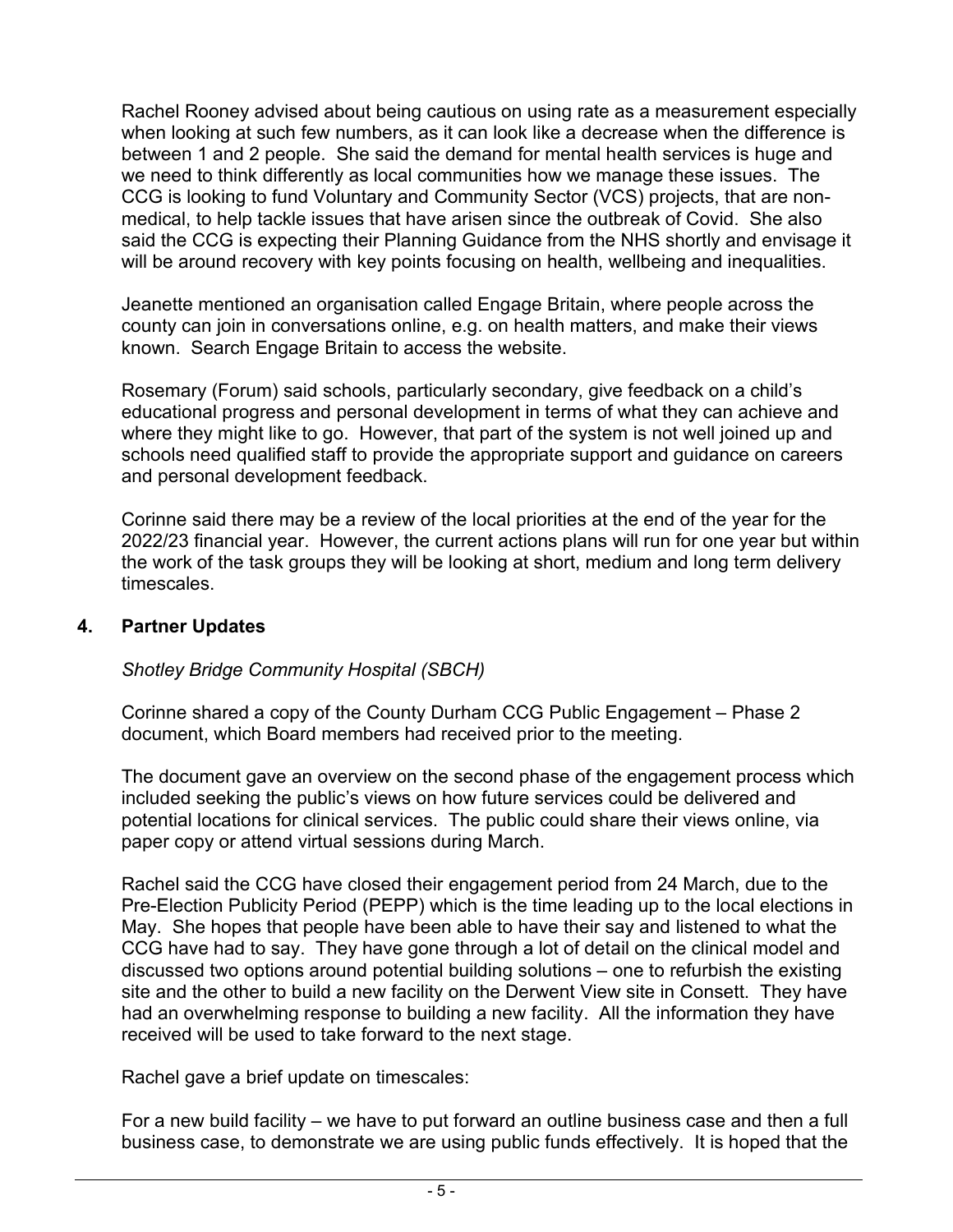Rachel Rooney advised about being cautious on using rate as a measurement especially when looking at such few numbers, as it can look like a decrease when the difference is between 1 and 2 people. She said the demand for mental health services is huge and we need to think differently as local communities how we manage these issues. The CCG is looking to fund Voluntary and Community Sector (VCS) projects, that are non-medical, to help tackle issues that have arisen since the outbreak of Covid. She also said the CCG is expecting their Planning Guidance from the NHS shortly and envisage it will be around recovery with key points focusing on health, wellbeing and inequalities.

Jeanette mentioned an organisation called Engage Britain, where people across the county can join in conversations online, e.g. on health matters, and make their views known. Search Engage Britain to access the website.

Rosemary (Forum) said schools, particularly secondary, give feedback on a child's educational progress and personal development in terms of what they can achieve and where they might like to go. However, that part of the system is not well joined up and schools need qualified staff to provide the appropriate support and guidance on careers and personal development feedback.

Corinne said there may be a review of the local priorities at the end of the year for the 2022/23 financial year. However, the current actions plans will run for one year but within the work of the task groups they will be looking at short, medium and long term delivery timescales.

## 4. Partner Updates

*Shotley Bridge Community Hospital (SBCH)*

Corinne shared a copy of the County Durham CCG Public Engagement – Phase 2 document, which Board members had received prior to the meeting.

The document gave an overview on the second phase of the engagement process which included seeking the public's views on how future services could be delivered and potential locations for clinical services. The public could share their views online, via paper copy or attend virtual sessions during March.

Rachel said the CCG have closed their engagement period from 24 March, due to the Pre-Election Publicity Period (PEPP) which is the time leading up to the local elections in May. She hopes that people have been able to have their say and listened to what the CCG have had to say. They have gone through a lot of detail on the clinical model and discussed two options around potential building solutions – one to refurbish the existing site and the other to build a new facility on the Derwent View site in Consett. They have had an overwhelming response to building a new facility. All the information they have received will be used to take forward to the next stage.

Rachel gave a brief update on timescales:

For a new build facility – we have to put forward an outline business case and then a full business case, to demonstrate we are using public funds effectively. It is hoped that the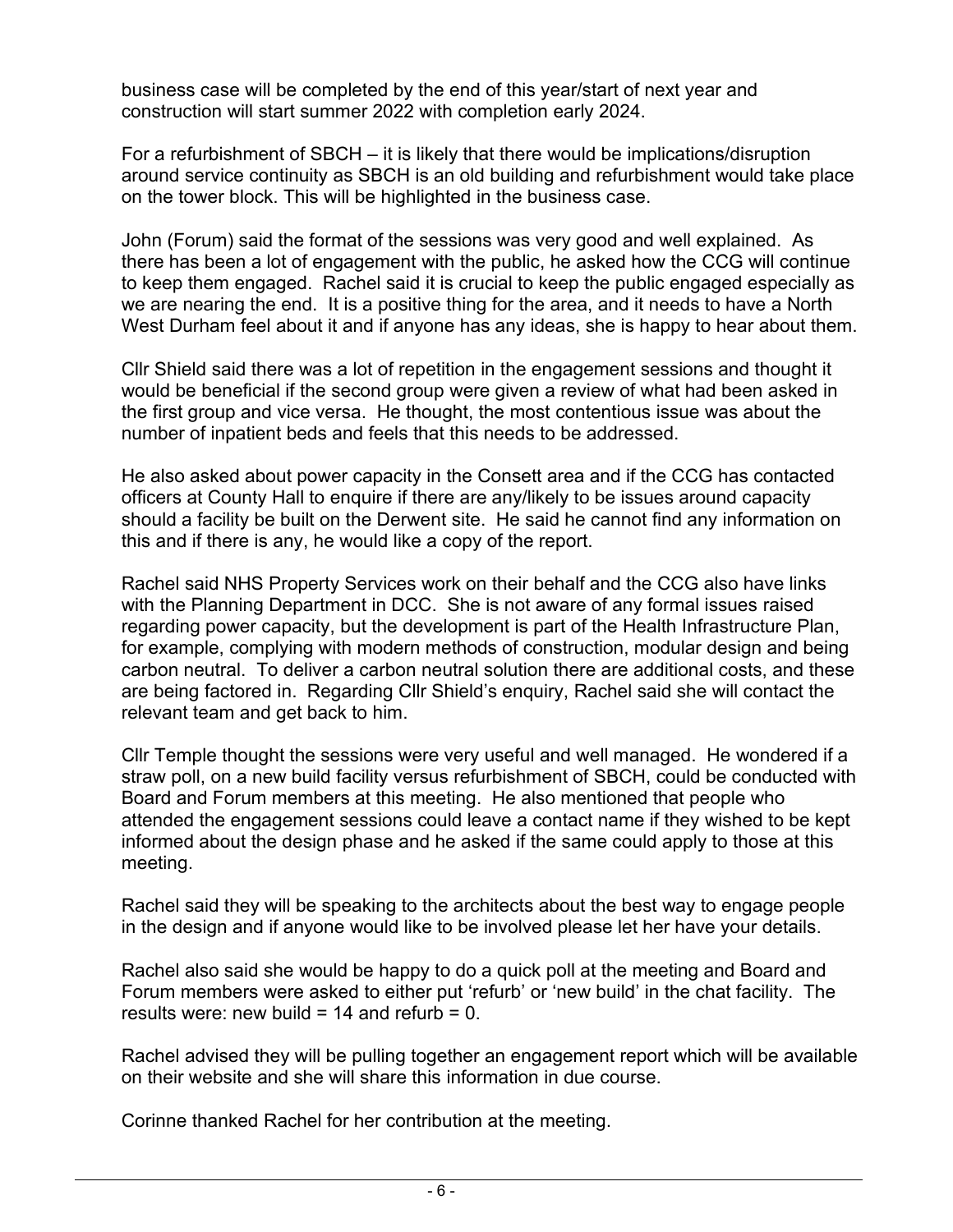business case will be completed by the end of this year/start of next year and construction will start summer 2022 with completion early 2024.

For a refurbishment of SBCH – it is likely that there would be implications/disruption around service continuity as SBCH is an old building and refurbishment would take place on the tower block. This will be highlighted in the business case.

John (Forum) said the format of the sessions was very good and well explained. As there has been a lot of engagement with the public, he asked how the CCG will continue to keep them engaged. Rachel said it is crucial to keep the public engaged especially as we are nearing the end. It is a positive thing for the area, and it needs to have a North West Durham feel about it and if anyone has any ideas, she is happy to hear about them.

Cllr Shield said there was a lot of repetition in the engagement sessions and thought it would be beneficial if the second group were given a review of what had been asked in the first group and vice versa. He thought, the most contentious issue was about the number of inpatient beds and feels that this needs to be addressed.

He also asked about power capacity in the Consett area and if the CCG has contacted officers at County Hall to enquire if there are any/likely to be issues around capacity should a facility be built on the Derwent site. He said he cannot find any information on this and if there is any, he would like a copy of the report.

Rachel said NHS Property Services work on their behalf and the CCG also have links with the Planning Department in DCC. She is not aware of any formal issues raised regarding power capacity, but the development is part of the Health Infrastructure Plan, for example, complying with modern methods of construction, modular design and being carbon neutral. To deliver a carbon neutral solution there are additional costs, and these are being factored in. Regarding Cllr Shield's enquiry, Rachel said she will contact the relevant team and get back to him.

Cllr Temple thought the sessions were very useful and well managed. He wondered if a straw poll, on a new build facility versus refurbishment of SBCH, could be conducted with Board and Forum members at this meeting. He also mentioned that people who attended the engagement sessions could leave a contact name if they wished to be kept informed about the design phase and he asked if the same could apply to those at this meeting.

Rachel said they will be speaking to the architects about the best way to engage people in the design and if anyone would like to be involved please let her have your details.

Rachel also said she would be happy to do a quick poll at the meeting and Board and Forum members were asked to either put 'refurb' or 'new build' in the chat facility. The results were: new build = 14 and refurb = 0.

Rachel advised they will be pulling together an engagement report which will be available on their website and she will share this information in due course.

Corinne thanked Rachel for her contribution at the meeting.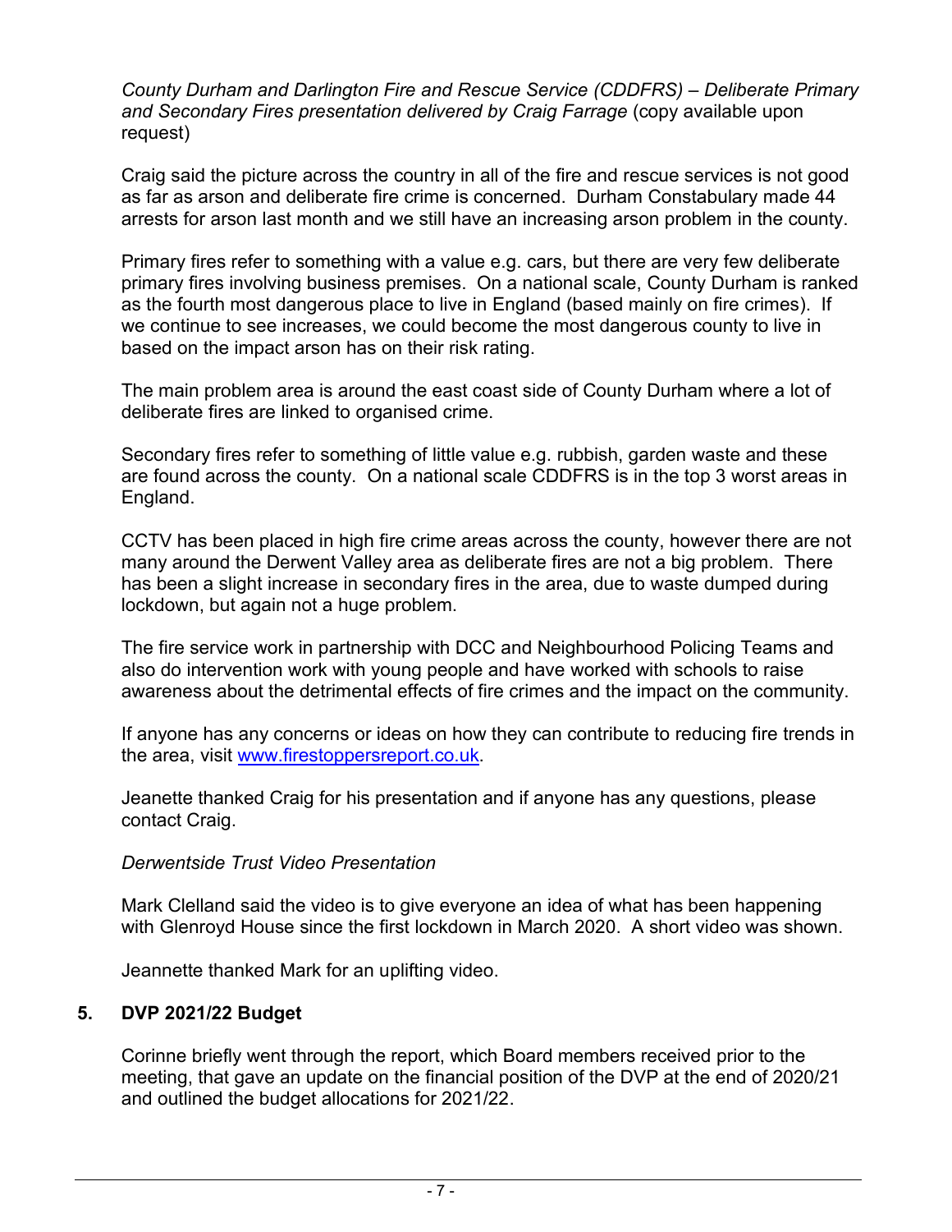*County Durham and Darlington Fire and Rescue Service (CDDFRS) – Deliberate Primary and Secondary Fires presentation delivered by Craig Farrage* (copy available upon request)

Craig said the picture across the country in all of the fire and rescue services is not good as far as arson and deliberate fire crime is concerned. Durham Constabulary made 44 arrests for arson last month and we still have an increasing arson problem in the county.

Primary fires refer to something with a value e.g. cars, but there are very few deliberate primary fires involving business premises. On a national scale, County Durham is ranked as the fourth most dangerous place to live in England (based mainly on fire crimes). If we continue to see increases, we could become the most dangerous county to live in based on the impact arson has on their risk rating.

The main problem area is around the east coast side of County Durham where a lot of deliberate fires are linked to organised crime.

Secondary fires refer to something of little value e.g. rubbish, garden waste and these are found across the county. On a national scale CDDFRS is in the top 3 worst areas in England.

CCTV has been placed in high fire crime areas across the county, however there are not many around the Derwent Valley area as deliberate fires are not a big problem. There has been a slight increase in secondary fires in the area, due to waste dumped during lockdown, but again not a huge problem.

The fire service work in partnership with DCC and Neighbourhood Policing Teams and also do intervention work with young people and have worked with schools to raise awareness about the detrimental effects of fire crimes and the impact on the community.

If anyone has any concerns or ideas on how they can contribute to reducing fire trends in the area, visit [www.firestoppersreport.co.uk](http://www.firestoppersreport.co.uk).

Jeanette thanked Craig for his presentation and if anyone has any questions, please contact Craig.

*Derwentside Trust Video Presentation*

Mark Clelland said the video is to give everyone an idea of what has been happening with Glenroyd House since the first lockdown in March 2020. A short video was shown.

Jeannette thanked Mark for an uplifting video.

## 5. DVP 2021/22 Budget

Corinne briefly went through the report, which Board members received prior to the meeting, that gave an update on the financial position of the DVP at the end of 2020/21 and outlined the budget allocations for 2021/22.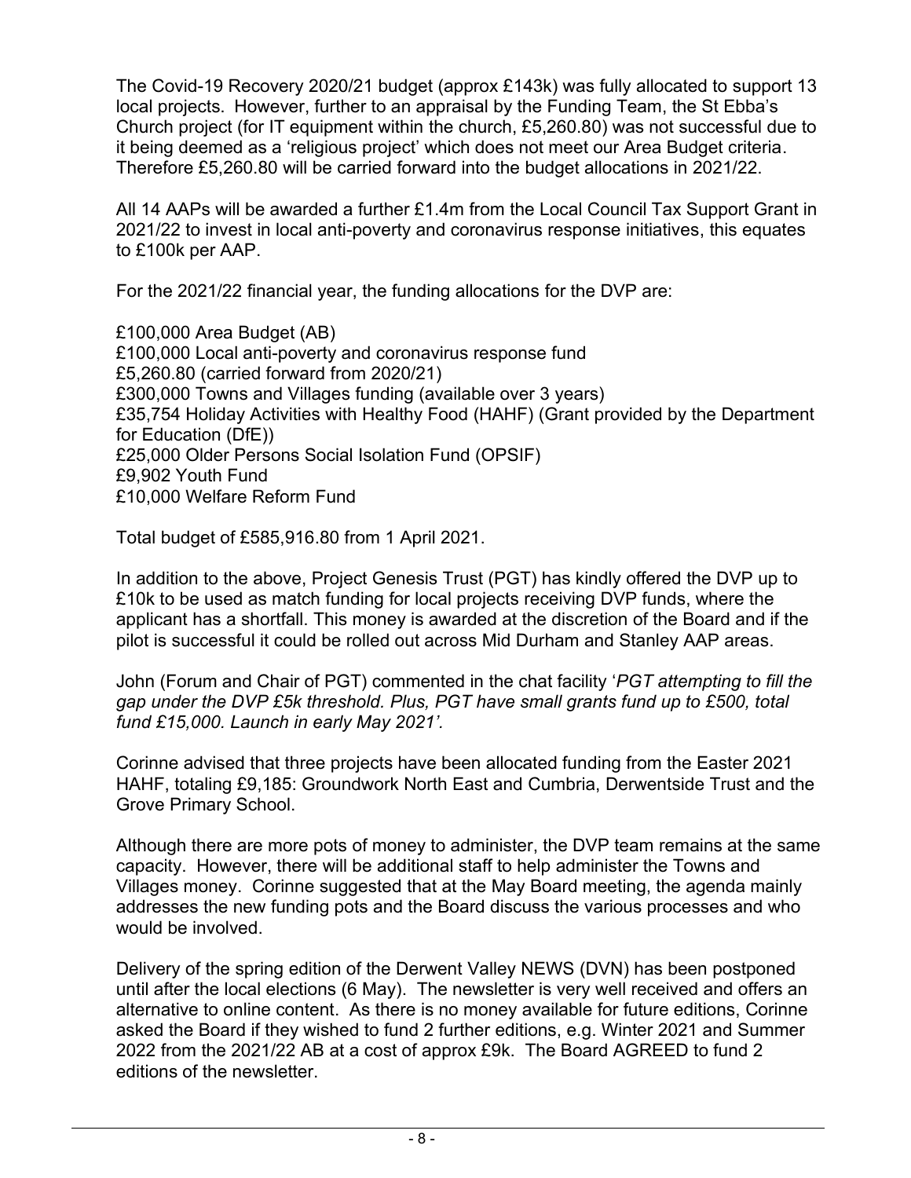The Covid-19 Recovery 2020/21 budget (approx £143k) was fully allocated to support 13 local projects. However, further to an appraisal by the Funding Team, the St Ebba's Church project (for IT equipment within the church, £5,260.80) was not successful due to it being deemed as a 'religious project' which does not meet our Area Budget criteria. Therefore £5,260.80 will be carried forward into the budget allocations in 2021/22.

All 14 AAPs will be awarded a further £1.4m from the Local Council Tax Support Grant in 2021/22 to invest in local anti-poverty and coronavirus response initiatives, this equates to £100k per AAP.

For the 2021/22 financial year, the funding allocations for the DVP are:

£100,000 Area Budget (AB)
£100,000 Local anti-poverty and coronavirus response fund
£5,260.80 (carried forward from 2020/21)
£300,000 Towns and Villages funding (available over 3 years)
£35,754 Holiday Activities with Healthy Food (HAHF) (Grant provided by the Department for Education (DfE))
£25,000 Older Persons Social Isolation Fund (OPSIF)
£9,902 Youth Fund
£10,000 Welfare Reform Fund

Total budget of £585,916.80 from 1 April 2021.

In addition to the above, Project Genesis Trust (PGT) has kindly offered the DVP up to £10k to be used as match funding for local projects receiving DVP funds, where the applicant has a shortfall. This money is awarded at the discretion of the Board and if the pilot is successful it could be rolled out across Mid Durham and Stanley AAP areas.

John (Forum and Chair of PGT) commented in the chat facility '*PGT attempting to fill the gap under the DVP £5k threshold. Plus, PGT have small grants fund up to £500, total fund £15,000. Launch in early May 2021'.*

Corinne advised that three projects have been allocated funding from the Easter 2021 HAHF, totaling £9,185: Groundwork North East and Cumbria, Derwentside Trust and the Grove Primary School.

Although there are more pots of money to administer, the DVP team remains at the same capacity. However, there will be additional staff to help administer the Towns and Villages money. Corinne suggested that at the May Board meeting, the agenda mainly addresses the new funding pots and the Board discuss the various processes and who would be involved.

Delivery of the spring edition of the Derwent Valley NEWS (DVN) has been postponed until after the local elections (6 May). The newsletter is very well received and offers an alternative to online content. As there is no money available for future editions, Corinne asked the Board if they wished to fund 2 further editions, e.g. Winter 2021 and Summer 2022 from the 2021/22 AB at a cost of approx £9k. The Board AGREED to fund 2 editions of the newsletter.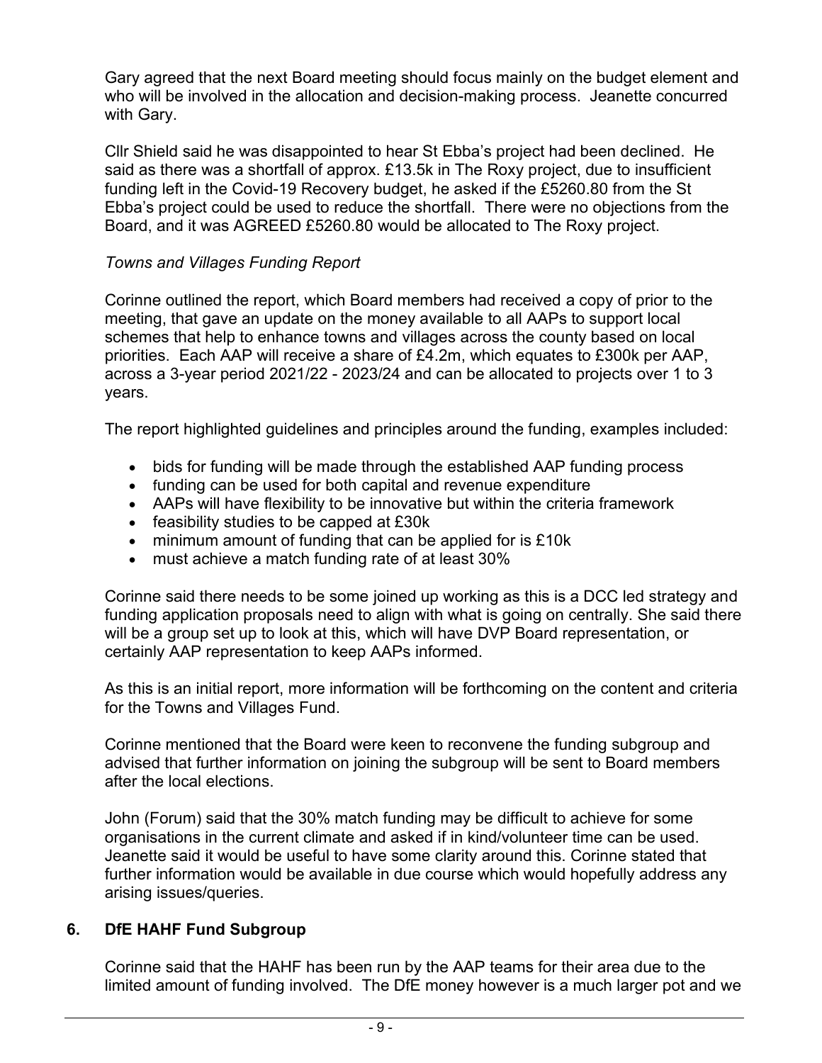Gary agreed that the next Board meeting should focus mainly on the budget element and who will be involved in the allocation and decision-making process. Jeanette concurred with Gary.

Cllr Shield said he was disappointed to hear St Ebba's project had been declined. He said as there was a shortfall of approx. £13.5k in The Roxy project, due to insufficient funding left in the Covid-19 Recovery budget, he asked if the £5260.80 from the St Ebba's project could be used to reduce the shortfall. There were no objections from the Board, and it was AGREED £5260.80 would be allocated to The Roxy project.

*Towns and Villages Funding Report*

Corinne outlined the report, which Board members had received a copy of prior to the meeting, that gave an update on the money available to all AAPs to support local schemes that help to enhance towns and villages across the county based on local priorities. Each AAP will receive a share of £4.2m, which equates to £300k per AAP, across a 3-year period 2021/22 - 2023/24 and can be allocated to projects over 1 to 3 years.

The report highlighted guidelines and principles around the funding, examples included:

- bids for funding will be made through the established AAP funding process
- funding can be used for both capital and revenue expenditure
- AAPs will have flexibility to be innovative but within the criteria framework
- feasibility studies to be capped at £30k
- minimum amount of funding that can be applied for is £10k
- must achieve a match funding rate of at least 30%

Corinne said there needs to be some joined up working as this is a DCC led strategy and funding application proposals need to align with what is going on centrally. She said there will be a group set up to look at this, which will have DVP Board representation, or certainly AAP representation to keep AAPs informed.

As this is an initial report, more information will be forthcoming on the content and criteria for the Towns and Villages Fund.

Corinne mentioned that the Board were keen to reconvene the funding subgroup and advised that further information on joining the subgroup will be sent to Board members after the local elections.

John (Forum) said that the 30% match funding may be difficult to achieve for some organisations in the current climate and asked if in kind/volunteer time can be used. Jeanette said it would be useful to have some clarity around this. Corinne stated that further information would be available in due course which would hopefully address any arising issues/queries.

## 6. DfE HAHF Fund Subgroup

Corinne said that the HAHF has been run by the AAP teams for their area due to the limited amount of funding involved. The DfE money however is a much larger pot and we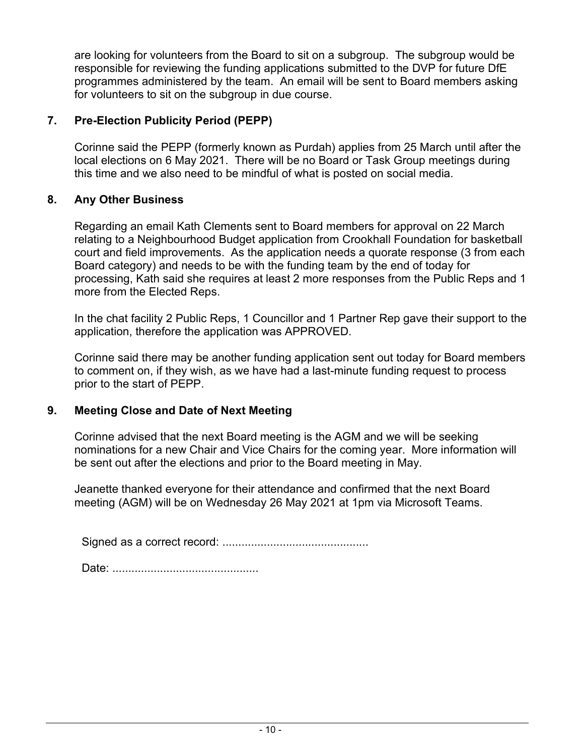are looking for volunteers from the Board to sit on a subgroup. The subgroup would be responsible for reviewing the funding applications submitted to the DVP for future DfE programmes administered by the team. An email will be sent to Board members asking for volunteers to sit on the subgroup in due course.

## 7. Pre-Election Publicity Period (PEPP)

Corinne said the PEPP (formerly known as Purdah) applies from 25 March until after the local elections on 6 May 2021. There will be no Board or Task Group meetings during this time and we also need to be mindful of what is posted on social media.

## 8. Any Other Business

Regarding an email Kath Clements sent to Board members for approval on 22 March relating to a Neighbourhood Budget application from Crookhall Foundation for basketball court and field improvements. As the application needs a quorate response (3 from each Board category) and needs to be with the funding team by the end of today for processing, Kath said she requires at least 2 more responses from the Public Reps and 1 more from the Elected Reps.

In the chat facility 2 Public Reps, 1 Councillor and 1 Partner Rep gave their support to the application, therefore the application was APPROVED.

Corinne said there may be another funding application sent out today for Board members to comment on, if they wish, as we have had a last-minute funding request to process prior to the start of PEPP.

## 9. Meeting Close and Date of Next Meeting

Corinne advised that the next Board meeting is the AGM and we will be seeking nominations for a new Chair and Vice Chairs for the coming year. More information will be sent out after the elections and prior to the Board meeting in May.

Jeanette thanked everyone for their attendance and confirmed that the next Board meeting (AGM) will be on Wednesday 26 May 2021 at 1pm via Microsoft Teams.

Signed as a correct record: ..............................................

Date: ..............................................